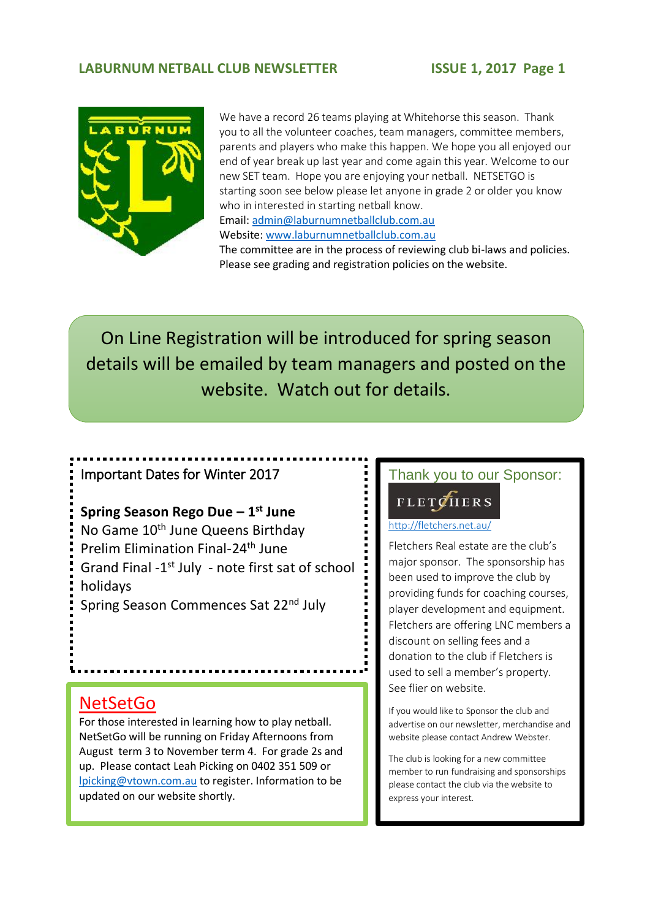# LABURNUM NETBALL CLUB NEWSLETTER

ISSUE 1, 2017

We have a record 26 teams playing at Whitehorse this season. Thank you to all the volunteer coaches, team managers, committee members, parents and players who make this happen. We hope you all enjoyed our end of year break up last year and come again this year. Welcome to our new SET team. Hope you are enjoying your netball. NETSETGO is starting soon see below please let anyone in grade 2 or older you know who in interested in starting netball know.

Email: admin@laburnumnetballclub.com.au

Website: www.laburnumnetballclub.com.au

The committee are in the process of reviewing club bi-laws and policies. Please see grading and registration policies on the website.

On Line Registration will be introduced for spring season details will be emailed by team managers and posted on the website. Watch out for details.

## Important Dates for Winter 2017

**Spring Season Rego Due – 1st June**
No Game 10th June Queens Birthday
Prelim Elimination Final-24th June
Grand Final -1st July - note first sat of school holidays
Spring Season Commences Sat 22nd July

## NetSetGo

For those interested in learning how to play netball. NetSetGo will be running on Friday Afternoons from August term 3 to November term 4. For grade 2s and up. Please contact Leah Picking on 0402 351 509 or lpicking@vtown.com.au to register. Information to be updated on our website shortly.

## Thank you to our Sponsor:

FLETCHERS

http://fletchers.net.au/

Fletchers Real estate are the club's major sponsor. The sponsorship has been used to improve the club by providing funds for coaching courses, player development and equipment. Fletchers are offering LNC members a discount on selling fees and a donation to the club if Fletchers is used to sell a member's property. See flier on website.

If you would like to Sponsor the club and advertise on our newsletter, merchandise and website please contact Andrew Webster.

The club is looking for a new committee member to run fundraising and sponsorships please contact the club via the website to express your interest.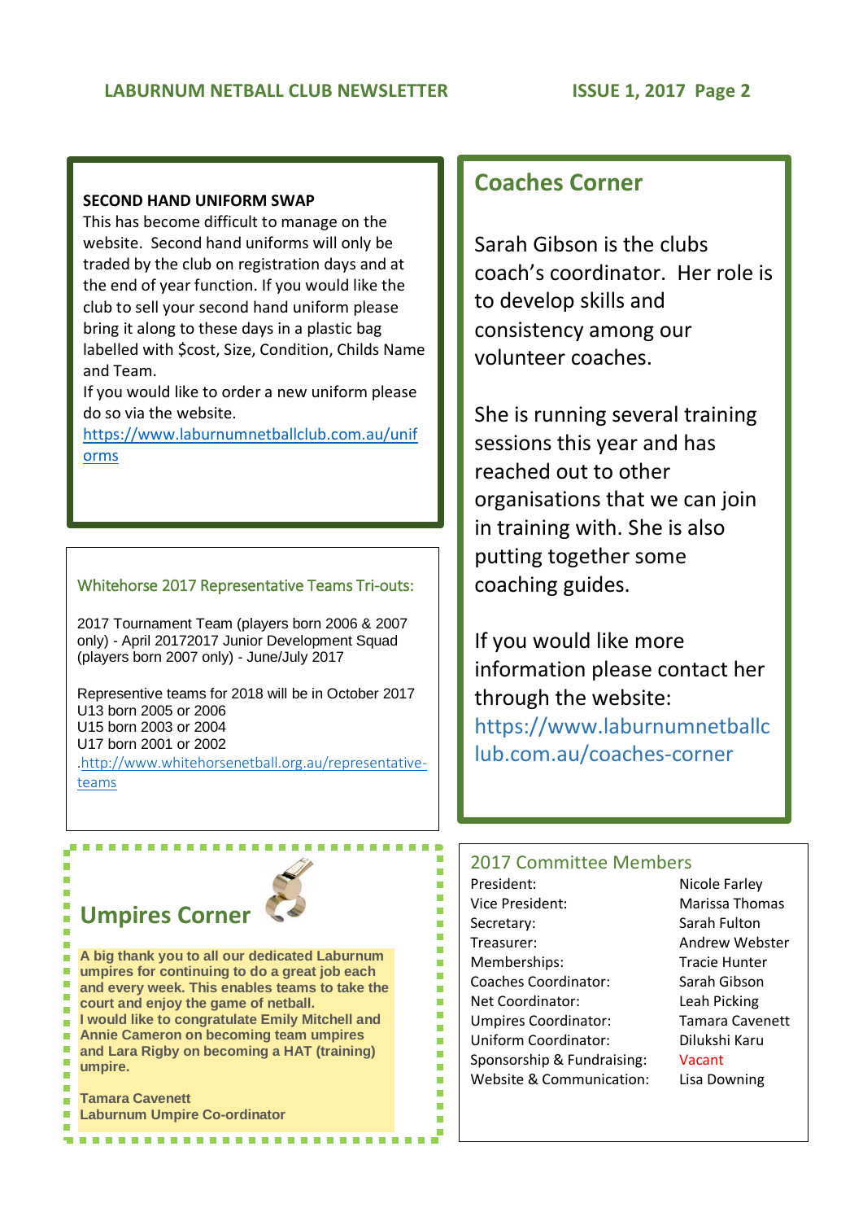**SECOND HAND UNIFORM SWAP**

This has become difficult to manage on the website. Second hand uniforms will only be traded by the club on registration days and at the end of year function. If you would like the club to sell your second hand uniform please bring it along to these days in a plastic bag labelled with $cost, Size, Condition, Childs Name and Team.

If you would like to order a new uniform please do so via the website.

https://www.laburnumnetballclub.com.au/uniforms

## Whitehorse 2017 Representative Teams Tri-outs:

2017 Tournament Team (players born 2006 & 2007 only) - April 20172017 Junior Development Squad (players born 2007 only) - June/July 2017

Representive teams for 2018 will be in October 2017
U13 born 2005 or 2006
U15 born 2003 or 2004
U17 born 2001 or 2002
.http://www.whitehorsenetball.org.au/representative-teams

## Umpires Corner

**A big thank you to all our dedicated Laburnum umpires for continuing to do a great job each and every week. This enables teams to take the court and enjoy the game of netball.**
**I would like to congratulate Emily Mitchell and Annie Cameron on becoming team umpires and Lara Rigby on becoming a HAT (training) umpire.**

**Tamara Cavenett**
**Laburnum Umpire Co-ordinator**

## Coaches Corner

Sarah Gibson is the clubs coach's coordinator. Her role is to develop skills and consistency among our volunteer coaches.

She is running several training sessions this year and has reached out to other organisations that we can join in training with. She is also putting together some coaching guides.

If you would like more information please contact her through the website: https://www.laburnumnetballclub.com.au/coaches-corner

## 2017 Committee Members

| Position | Name |
|---|---|
| President: | Nicole Farley |
| Vice President: | Marissa Thomas |
| Secretary: | Sarah Fulton |
| Treasurer: | Andrew Webster |
| Memberships: | Tracie Hunter |
| Coaches Coordinator: | Sarah Gibson |
| Net Coordinator: | Leah Picking |
| Umpires Coordinator: | Tamara Cavenett |
| Uniform Coordinator: | Dilukshi Karu |
| Sponsorship & Fundraising: | Vacant |
| Website & Communication: | Lisa Downing |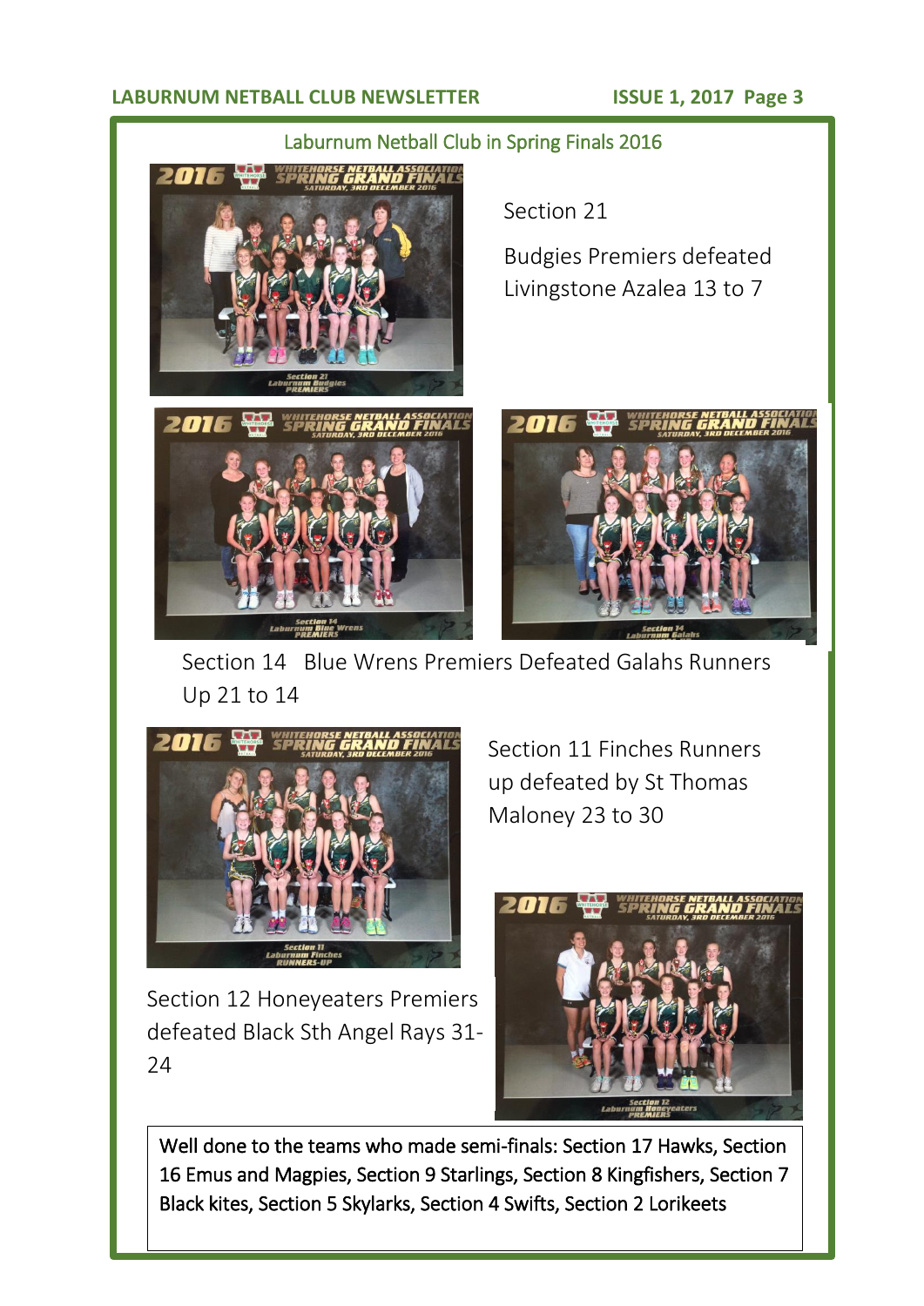## Laburnum Netball Club in Spring Finals 2016

Section 21

Budgies Premiers defeated Livingstone Azalea 13 to 7

Section 14 Blue Wrens Premiers Defeated Galahs Runners Up 21 to 14

Section 11 Finches Runners up defeated by St Thomas Maloney 23 to 30

Section 12 Honeyeaters Premiers defeated Black Sth Angel Rays 31-24

Well done to the teams who made semi-finals: Section 17 Hawks, Section 16 Emus and Magpies, Section 9 Starlings, Section 8 Kingfishers, Section 7 Black kites, Section 5 Skylarks, Section 4 Swifts, Section 2 Lorikeets